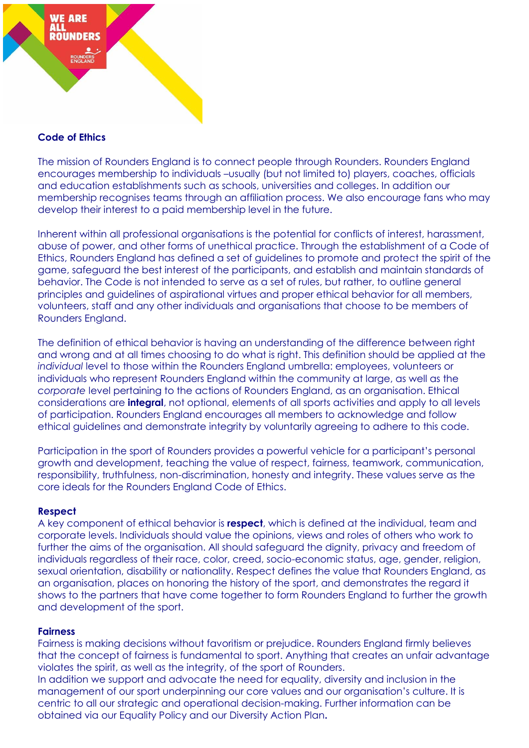## Code of Ethics

The mission of Rounders England is to connect people through Rounders. Rounders England encourages membership to individuals –usually (but not limited to) players, coaches, officials and education establishments such as schools, universities and colleges. In addition our membership recognises teams through an affiliation process. We also encourage fans who may develop their interest to a paid membership level in the future.

Inherent within all professional organisations is the potential for conflicts of interest, harassment, abuse of power, and other forms of unethical practice. Through the establishment of a Code of Ethics, Rounders England has defined a set of guidelines to promote and protect the spirit of the game, safeguard the best interest of the participants, and establish and maintain standards of behavior. The Code is not intended to serve as a set of rules, but rather, to outline general principles and guidelines of aspirational virtues and proper ethical behavior for all members, volunteers, staff and any other individuals and organisations that choose to be members of Rounders England.

The definition of ethical behavior is having an understanding of the difference between right and wrong and at all times choosing to do what is right. This definition should be applied at the *individual* level to those within the Rounders England umbrella: employees, volunteers or individuals who represent Rounders England within the community at large, as well as the *corporate* level pertaining to the actions of Rounders England, as an organisation. Ethical considerations are **integral**, not optional, elements of all sports activities and apply to all levels of participation. Rounders England encourages all members to acknowledge and follow ethical guidelines and demonstrate integrity by voluntarily agreeing to adhere to this code.

Participation in the sport of Rounders provides a powerful vehicle for a participant's personal growth and development, teaching the value of respect, fairness, teamwork, communication, responsibility, truthfulness, non-discrimination, honesty and integrity. These values serve as the core ideals for the Rounders England Code of Ethics.

### Respect

A key component of ethical behavior is **respect**, which is defined at the individual, team and corporate levels. Individuals should value the opinions, views and roles of others who work to further the aims of the organisation. All should safeguard the dignity, privacy and freedom of individuals regardless of their race, color, creed, socio-economic status, age, gender, religion, sexual orientation, disability or nationality. Respect defines the value that Rounders England, as an organisation, places on honoring the history of the sport, and demonstrates the regard it shows to the partners that have come together to form Rounders England to further the growth and development of the sport.

### Fairness

Fairness is making decisions without favoritism or prejudice. Rounders England firmly believes that the concept of fairness is fundamental to sport. Anything that creates an unfair advantage violates the spirit, as well as the integrity, of the sport of Rounders.
In addition we support and advocate the need for equality, diversity and inclusion in the management of our sport underpinning our core values and our organisation's culture. It is centric to all our strategic and operational decision-making. Further information can be obtained via our Equality Policy and our Diversity Action Plan**.**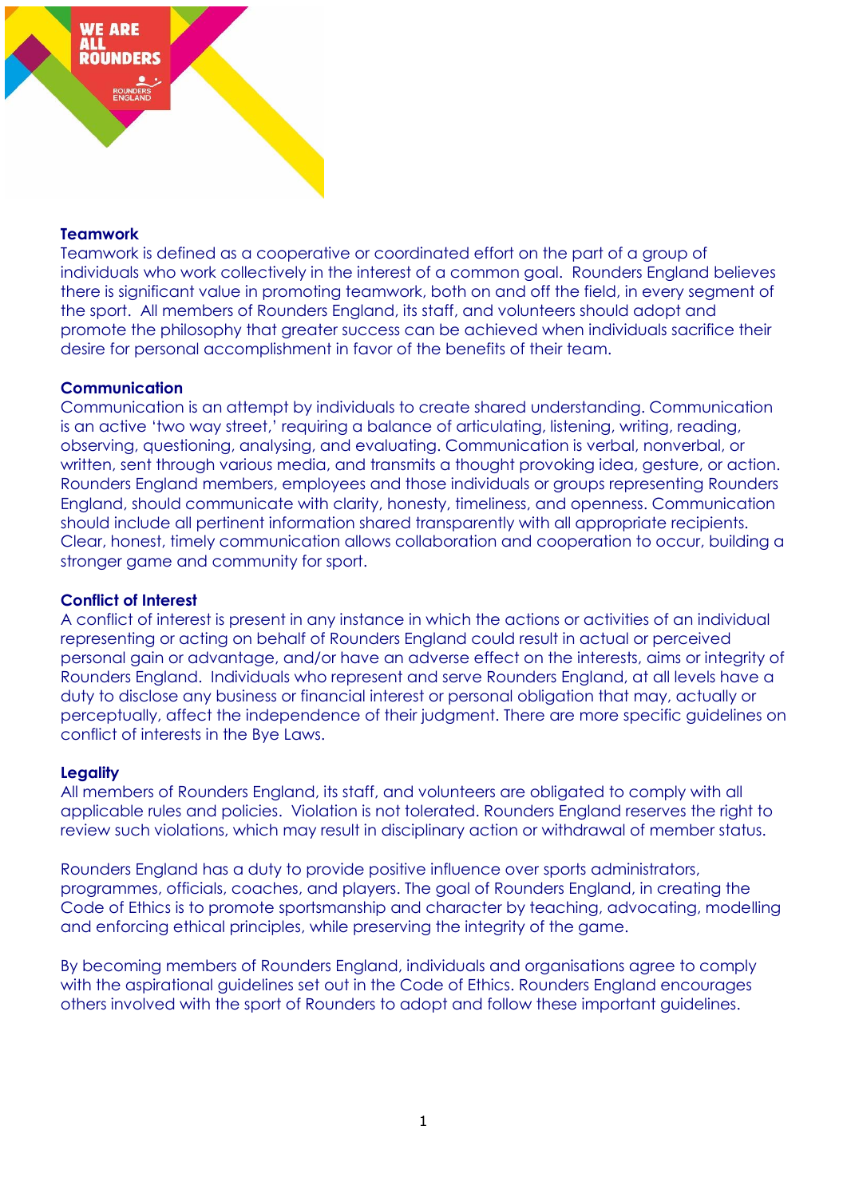## Teamwork

Teamwork is defined as a cooperative or coordinated effort on the part of a group of individuals who work collectively in the interest of a common goal. Rounders England believes there is significant value in promoting teamwork, both on and off the field, in every segment of the sport. All members of Rounders England, its staff, and volunteers should adopt and promote the philosophy that greater success can be achieved when individuals sacrifice their desire for personal accomplishment in favor of the benefits of their team.

## Communication

Communication is an attempt by individuals to create shared understanding. Communication is an active 'two way street,' requiring a balance of articulating, listening, writing, reading, observing, questioning, analysing, and evaluating. Communication is verbal, nonverbal, or written, sent through various media, and transmits a thought provoking idea, gesture, or action. Rounders England members, employees and those individuals or groups representing Rounders England, should communicate with clarity, honesty, timeliness, and openness. Communication should include all pertinent information shared transparently with all appropriate recipients. Clear, honest, timely communication allows collaboration and cooperation to occur, building a stronger game and community for sport.

## Conflict of Interest

A conflict of interest is present in any instance in which the actions or activities of an individual representing or acting on behalf of Rounders England could result in actual or perceived personal gain or advantage, and/or have an adverse effect on the interests, aims or integrity of Rounders England. Individuals who represent and serve Rounders England, at all levels have a duty to disclose any business or financial interest or personal obligation that may, actually or perceptually, affect the independence of their judgment. There are more specific guidelines on conflict of interests in the Bye Laws.

## Legality

All members of Rounders England, its staff, and volunteers are obligated to comply with all applicable rules and policies. Violation is not tolerated. Rounders England reserves the right to review such violations, which may result in disciplinary action or withdrawal of member status.

Rounders England has a duty to provide positive influence over sports administrators, programmes, officials, coaches, and players. The goal of Rounders England, in creating the Code of Ethics is to promote sportsmanship and character by teaching, advocating, modelling and enforcing ethical principles, while preserving the integrity of the game.

By becoming members of Rounders England, individuals and organisations agree to comply with the aspirational guidelines set out in the Code of Ethics. Rounders England encourages others involved with the sport of Rounders to adopt and follow these important guidelines.